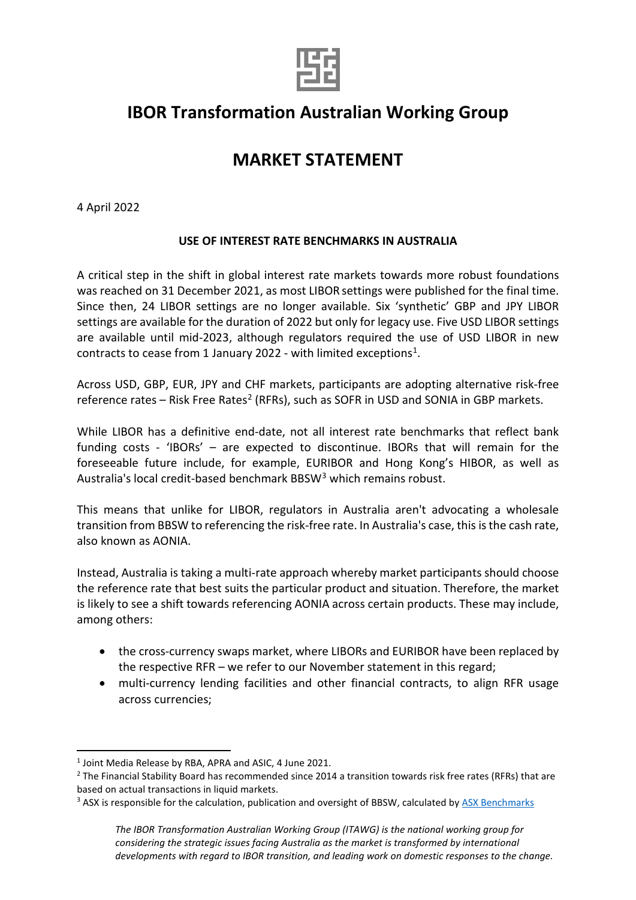# IBOR Transformation Australian Working Group

## MARKET STATEMENT

4 April 2022

### USE OF INTEREST RATE BENCHMARKS IN AUSTRALIA

A critical step in the shift in global interest rate markets towards more robust foundations was reached on 31 December 2021, as most LIBOR settings were published for the final time. Since then, 24 LIBOR settings are no longer available. Six 'synthetic' GBP and JPY LIBOR settings are available for the duration of 2022 but only for legacy use. Five USD LIBOR settings are available until mid-2023, although regulators required the use of USD LIBOR in new contracts to cease from 1 January 2022 - with limited exceptions[1].

Across USD, GBP, EUR, JPY and CHF markets, participants are adopting alternative risk-free reference rates – Risk Free Rates[2] (RFRs), such as SOFR in USD and SONIA in GBP markets.

While LIBOR has a definitive end-date, not all interest rate benchmarks that reflect bank funding costs - 'IBORs' – are expected to discontinue. IBORs that will remain for the foreseeable future include, for example, EURIBOR and Hong Kong's HIBOR, as well as Australia's local credit-based benchmark BBSW[3] which remains robust.

This means that unlike for LIBOR, regulators in Australia aren't advocating a wholesale transition from BBSW to referencing the risk-free rate. In Australia's case, this is the cash rate, also known as AONIA.

Instead, Australia is taking a multi-rate approach whereby market participants should choose the reference rate that best suits the particular product and situation. Therefore, the market is likely to see a shift towards referencing AONIA across certain products. These may include, among others:

- the cross-currency swaps market, where LIBORs and EURIBOR have been replaced by the respective RFR – we refer to our November statement in this regard;
- multi-currency lending facilities and other financial contracts, to align RFR usage across currencies;

---

[1] Joint Media Release by RBA, APRA and ASIC, 4 June 2021.

[2] The Financial Stability Board has recommended since 2014 a transition towards risk free rates (RFRs) that are based on actual transactions in liquid markets.

[3] ASX is responsible for the calculation, publication and oversight of BBSW, calculated by ASX Benchmarks

*The IBOR Transformation Australian Working Group (ITAWG) is the national working group for considering the strategic issues facing Australia as the market is transformed by international developments with regard to IBOR transition, and leading work on domestic responses to the change.*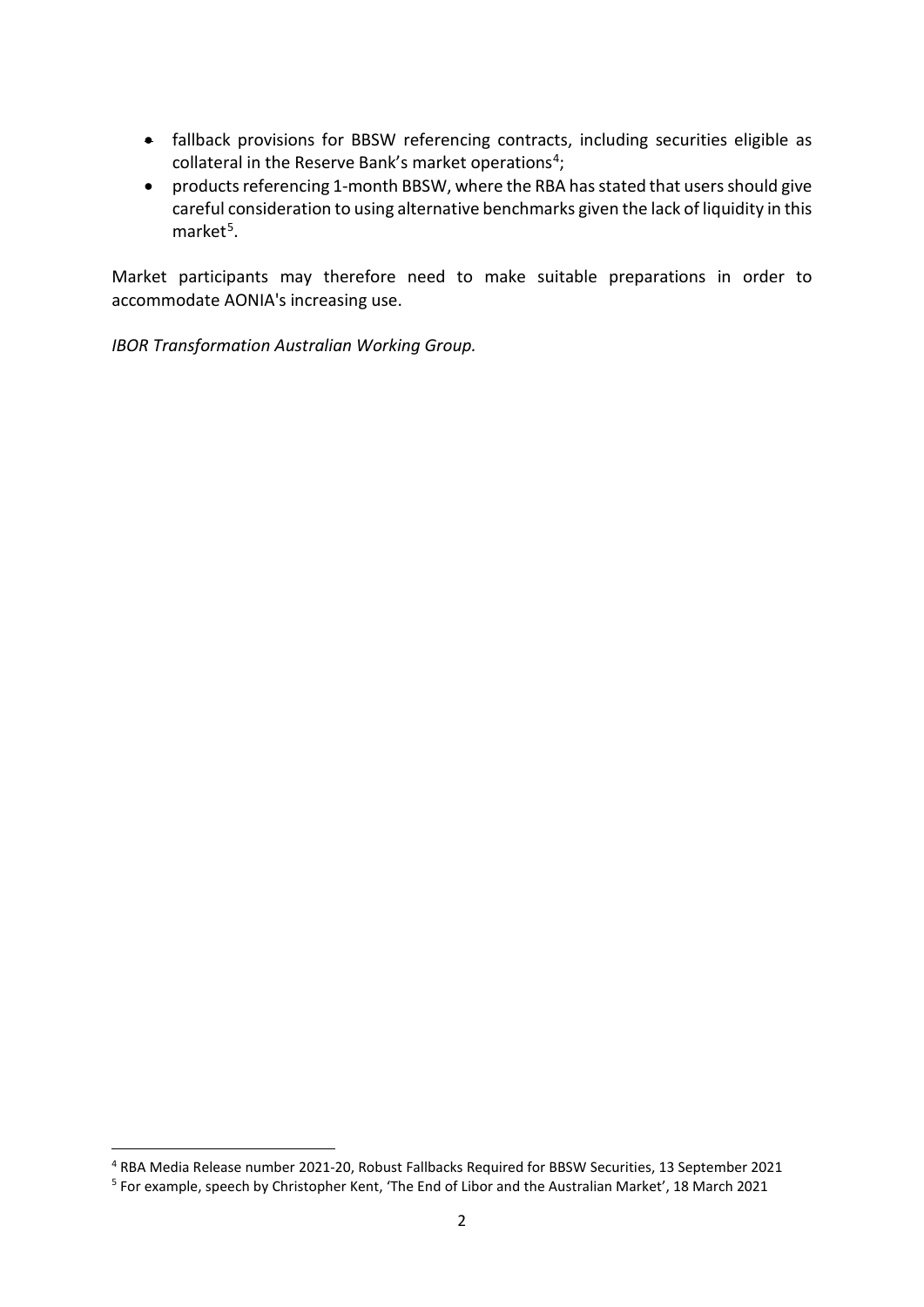- fallback provisions for BBSW referencing contracts, including securities eligible as collateral in the Reserve Bank's market operations[4];
- products referencing 1-month BBSW, where the RBA has stated that users should give careful consideration to using alternative benchmarks given the lack of liquidity in this market[5].

Market participants may therefore need to make suitable preparations in order to accommodate AONIA's increasing use.

*IBOR Transformation Australian Working Group.*

---

[4] RBA Media Release number 2021-20, Robust Fallbacks Required for BBSW Securities, 13 September 2021

[5] For example, speech by Christopher Kent, 'The End of Libor and the Australian Market', 18 March 2021